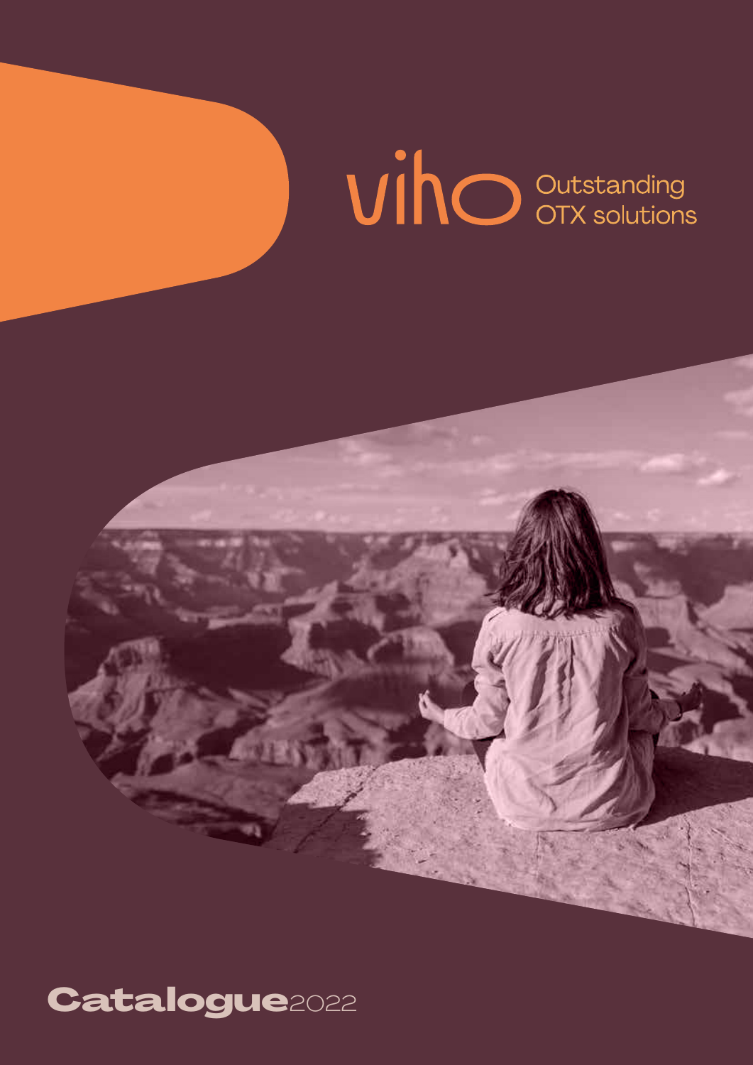# viho

Outstanding OTX solutions

**Catalogue** 2022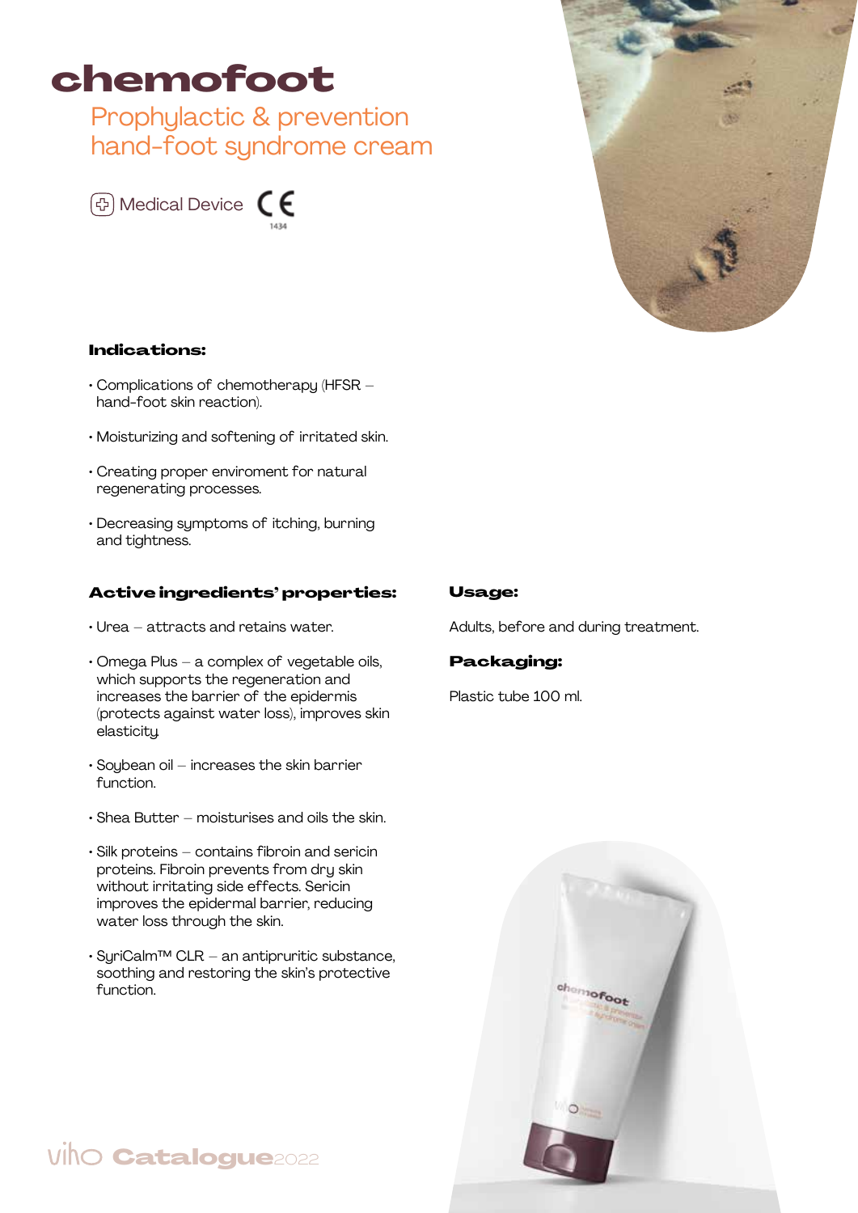# chemofoot

## Prophylactic & prevention hand-foot syndrome cream

Medical Device CE 1434

### Indications:

- Complications of chemotherapy (HFSR – hand-foot skin reaction).
- Moisturizing and softening of irritated skin.
- Creating proper enviroment for natural regenerating processes.
- Decreasing symptoms of itching, burning and tightness.

### Active ingredients' properties:

- Urea – attracts and retains water.
- Omega Plus – a complex of vegetable oils, which supports the regeneration and increases the barrier of the epidermis (protects against water loss), improves skin elasticity.
- Soybean oil – increases the skin barrier function.
- Shea Butter – moisturises and oils the skin.
- Silk proteins – contains fibroin and sericin proteins. Fibroin prevents from dry skin without irritating side effects. Sericin improves the epidermal barrier, reducing water loss through the skin.
- SyriCalm™ CLR – an antipruritic substance, soothing and restoring the skin's protective function.

### Usage:

Adults, before and during treatment.

### Packaging:

Plastic tube 100 ml.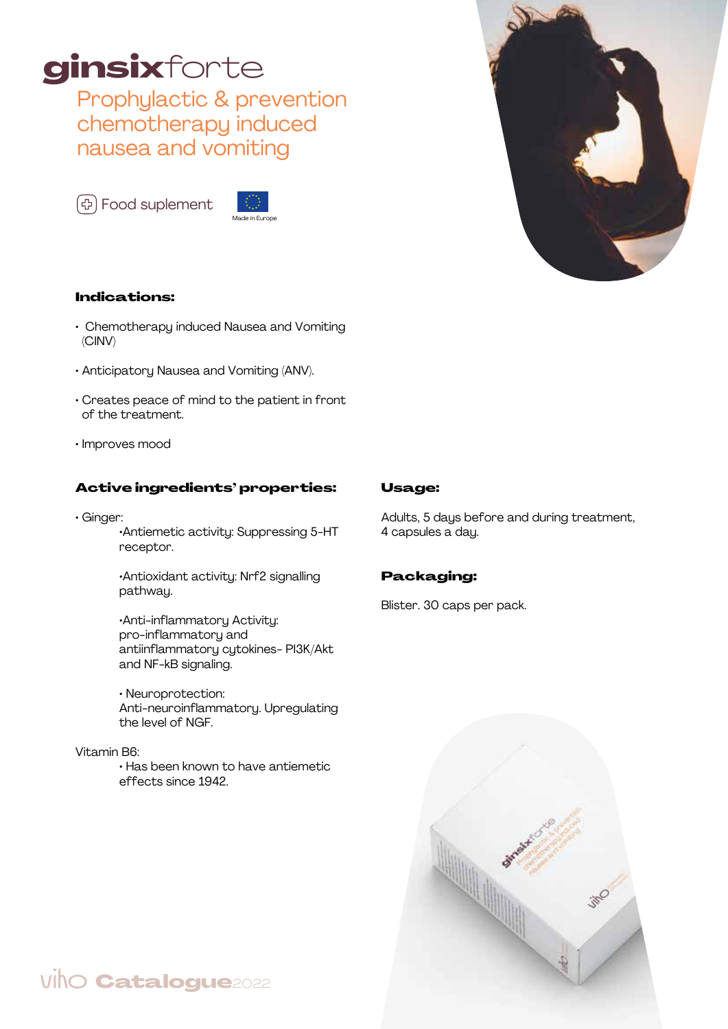# ginsixforte

## Prophylactic & prevention chemotherapy induced nausea and vomiting

Food suplement

Made in Europe

### Indications:

- Chemotherapy induced Nausea and Vomiting (CINV)
- Anticipatory Nausea and Vomiting (ANV).
- Creates peace of mind to the patient in front of the treatment.
- Improves mood

### Active ingredients' properties:

- Ginger:
  - Antiemetic activity: Suppressing 5-HT receptor.
  - Antioxidant activity: Nrf2 signalling pathway.
  - Anti-inflammatory Activity: pro-inflammatory and antiinflammatory cytokines- PI3K/Akt and NF-kB signaling.
  - Neuroprotection: Anti-neuroinflammatory. Upregulating the level of NGF.

Vitamin B6:

- Has been known to have antiemetic effects since 1942.

### Usage:

Adults, 5 days before and during treatment, 4 capsules a day.

### Packaging:

Blister. 30 caps per pack.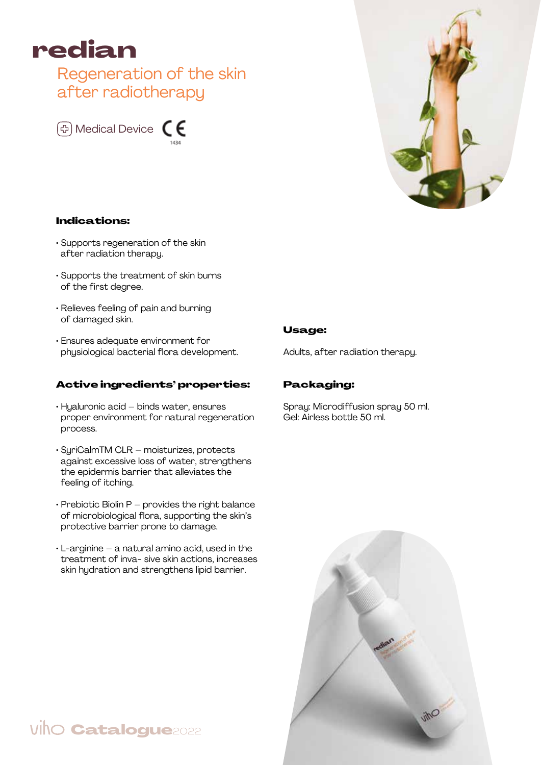# redian

## Regeneration of the skin after radiotherapy

Medical Device CE 1434

### Indications:

- Supports regeneration of the skin after radiation therapy.
- Supports the treatment of skin burns of the first degree.
- Relieves feeling of pain and burning of damaged skin.
- Ensures adequate environment for physiological bacterial flora development.

### Active ingredients' properties:

- Hyaluronic acid – binds water, ensures proper environment for natural regeneration process.
- SyriCalmTM CLR – moisturizes, protects against excessive loss of water, strengthens the epidermis barrier that alleviates the feeling of itching.
- Prebiotic Biolin P – provides the right balance of microbiological flora, supporting the skin's protective barrier prone to damage.
- L-arginine – a natural amino acid, used in the treatment of inva- sive skin actions, increases skin hydration and strengthens lipid barrier.

### Usage:

Adults, after radiation therapy.

### Packaging:

Spray: Microdiffusion spray 50 ml.
Gel: Airless bottle 50 ml.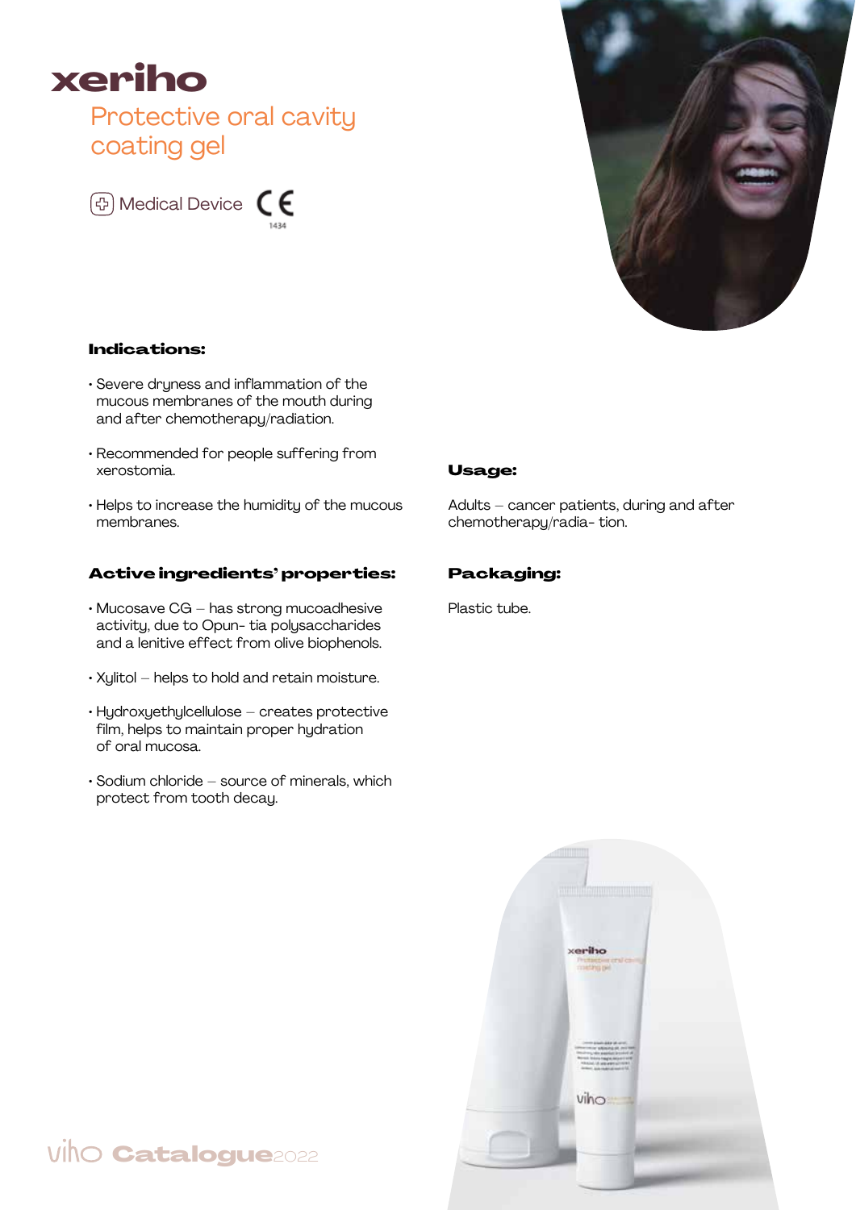# xeriho

## Protective oral cavity coating gel

Medical Device CE 1434

### Indications:

- Severe dryness and inflammation of the mucous membranes of the mouth during and after chemotherapy/radiation.
- Recommended for people suffering from xerostomia.
- Helps to increase the humidity of the mucous membranes.

### Active ingredients' properties:

- Mucosave CG – has strong mucoadhesive activity, due to Opun- tia polysaccharides and a lenitive effect from olive biophenols.
- Xylitol – helps to hold and retain moisture.
- Hydroxyethylcellulose – creates protective film, helps to maintain proper hydration of oral mucosa.
- Sodium chloride – source of minerals, which protect from tooth decay.

### Usage:

Adults – cancer patients, during and after chemotherapy/radia- tion.

### Packaging:

Plastic tube.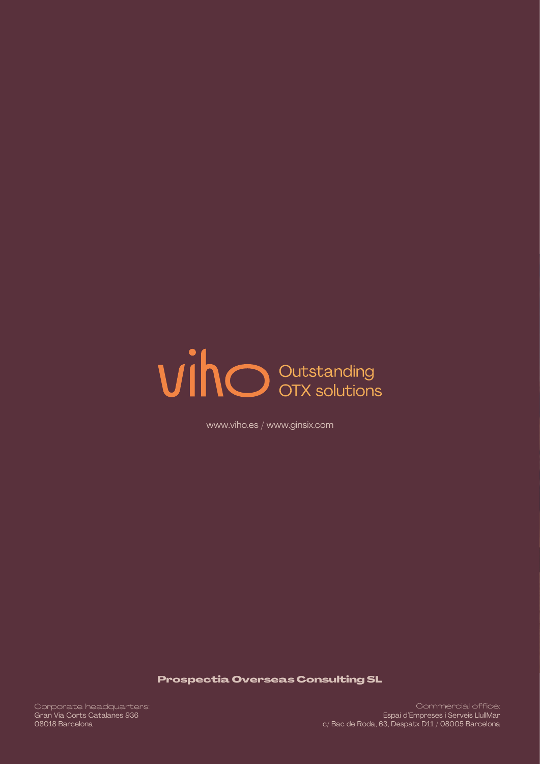viho Outstanding OTX solutions

www.viho.es / www.ginsix.com

**Prospectia Overseas Consulting SL**

Corporate headquarters:
Gran Via Corts Catalanes 936
08018 Barcelona

Commercial office:
Espai d'Empreses i Serveis LlullMar
c/ Bac de Roda, 63, Despatx D11 / 08005 Barcelona